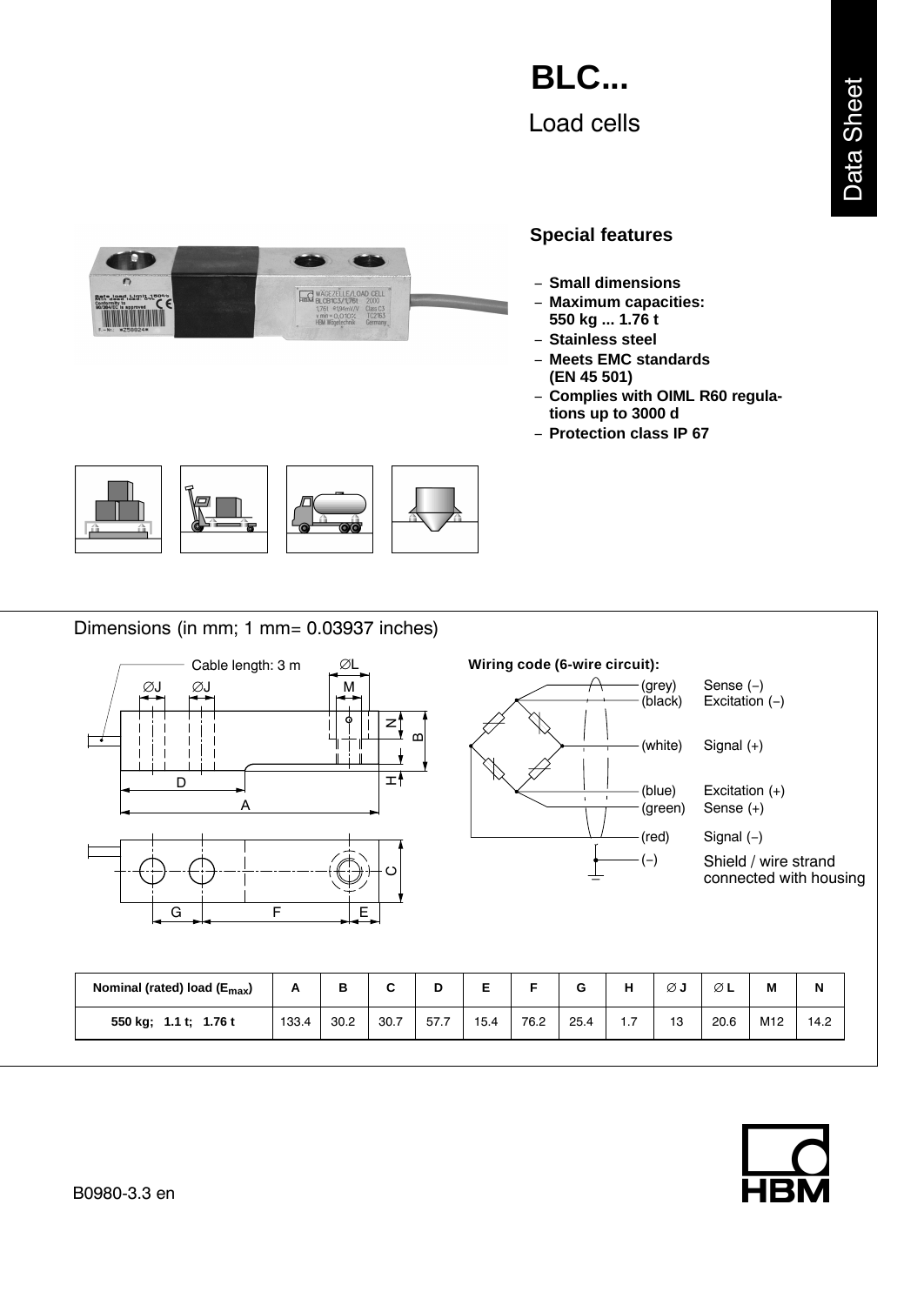# BLC...

Load cells

Data Sheet

## Special features

- Small dimensions
- Maximum capacities: 550 kg ... 1.76 t
- Stainless steel
- Meets EMC standards (EN 45 501)
- Complies with OIML R60 regulations up to 3000 d
- Protection class IP 67

## Dimensions (in mm; 1 mm= 0.03937 inches)

Cable length: 3 m

**Wiring code (6-wire circuit):**

| Color | Function |
|---|---|
| (grey) | Sense (−) |
| (black) | Excitation (−) |
| (white) | Signal (+) |
| (blue) | Excitation (+) |
| (green) | Sense (+) |
| (red) | Signal (−) |
| (−) | Shield / wire strand connected with housing |

| Nominal (rated) load ($E_{max}$) | A | B | C | D | E | F | G | H | ∅ J | ∅ L | M | N |
|---|---|---|---|---|---|---|---|---|---|---|---|---|
| 550 kg; 1.1 t; 1.76 t | 133.4 | 30.2 | 30.7 | 57.7 | 15.4 | 76.2 | 25.4 | 1.7 | 13 | 20.6 | M12 | 14.2 |

B0980-3.3 en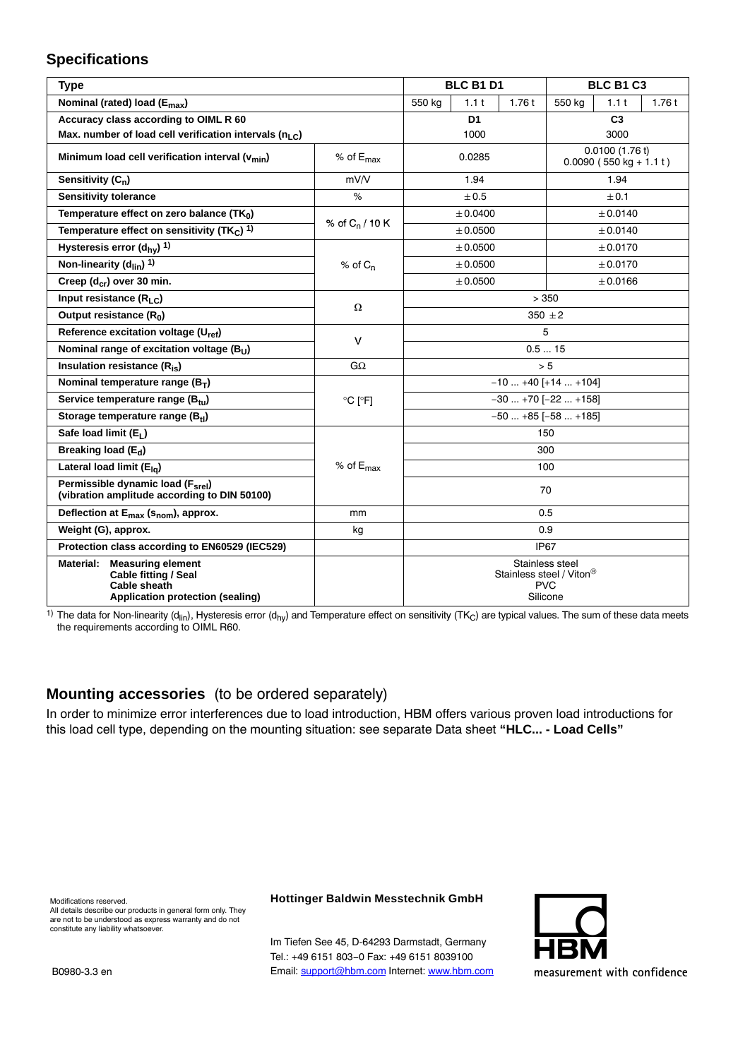## Specifications

| Type | | BLC B1 D1 | | | BLC B1 C3 | | |
|---|---|---|---|---|---|---|---|
| Nominal (rated) load ($E_{max}$) | | 550 kg | 1.1 t | 1.76 t | 550 kg | 1.1 t | 1.76 t |
| Accuracy class according to OIML R 60 | | D1 | | | C3 | | |
| Max. number of load cell verification intervals ($n_{LC}$) | | 1000 | | | 3000 | | |
| Minimum load cell verification interval ($v_{min}$) | % of $E_{max}$ | 0.0285 | | | 0.0100 (1.76 t) 0.0090 ( 550 kg + 1.1 t ) | | |
| Sensitivity ($C_n$) | mV/V | 1.94 | | | 1.94 | | |
| Sensitivity tolerance | % | ± 0.5 | | | ± 0.1 | | |
| Temperature effect on zero balance ($TK_0$) | % of $C_n$ / 10 K | ± 0.0400 | | | ± 0.0140 | | |
| Temperature effect on sensitivity ($TK_C$) [1] | | ± 0.0500 | | | ± 0.0140 | | |
| Hysteresis error ($d_{hy}$) [1] | % of $C_n$ | ± 0.0500 | | | ± 0.0170 | | |
| Non-linearity ($d_{lin}$) [1] | | ± 0.0500 | | | ± 0.0170 | | |
| Creep ($d_{cr}$) over 30 min. | | ± 0.0500 | | | ± 0.0166 | | |
| Input resistance ($R_{LC}$) | Ω | > 350 | | | | | |
| Output resistance ($R_0$) | | 350 ± 2 | | | | | |
| Reference excitation voltage ($U_{ref}$) | V | 5 | | | | | |
| Nominal range of excitation voltage ($B_U$) | | 0.5 ... 15 | | | | | |
| Insulation resistance ($R_{is}$) | GΩ | > 5 | | | | | |
| Nominal temperature range ($B_T$) | °C [°F] | −10 ... +40 [+14 ... +104] | | | | | |
| Service temperature range ($B_{tu}$) | | −30 ... +70 [−22 ... +158] | | | | | |
| Storage temperature range ($B_{tl}$) | | −50 ... +85 [−58 ... +185] | | | | | |
| Safe load limit ($E_L$) | % of $E_{max}$ | 150 | | | | | |
| Breaking load ($E_d$) | | 300 | | | | | |
| Lateral load limit ($E_{lq}$) | | 100 | | | | | |
| Permissible dynamic load ($F_{srel}$) (vibration amplitude according to DIN 50100) | | 70 | | | | | |
| Deflection at $E_{max}$ ($s_{nom}$), approx. | mm | 0.5 | | | | | |
| Weight (G), approx. | kg | 0.9 | | | | | |
| Protection class according to EN60529 (IEC529) | | IP67 | | | | | |
| Material: Measuring element / Cable fitting / Seal / Cable sheath / Application protection (sealing) | | Stainless steel / Stainless steel / Viton® / PVC / Silicone | | | | | |

[1] The data for Non-linearity ($d_{lin}$), Hysteresis error ($d_{hy}$) and Temperature effect on sensitivity ($TK_C$) are typical values. The sum of these data meets the requirements according to OIML R60.

## Mounting accessories (to be ordered separately)

In order to minimize error interferences due to load introduction, HBM offers various proven load introductions for this load cell type, depending on the mounting situation: see separate Data sheet **"HLC... - Load Cells"**

Modifications reserved.
All details describe our products in general form only. They are not to be understood as express warranty and do not constitute any liability whatsoever.

B0980-3.3 en

**Hottinger Baldwin Messtechnik GmbH**

Im Tiefen See 45, D-64293 Darmstadt, Germany
Tel.: +49 6151 803−0 Fax: +49 6151 8039100
Email: support@hbm.com Internet: www.hbm.com

HBM
measurement with confidence